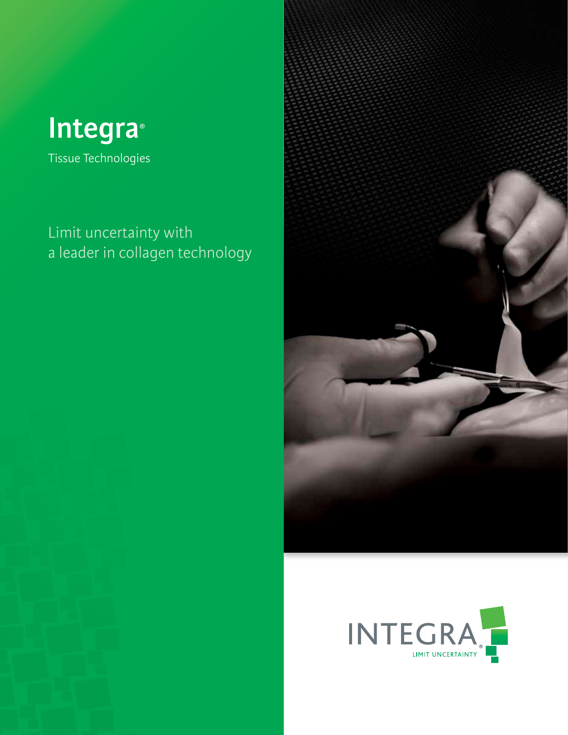# Integra®

Tissue Technologies

Limit uncertainty with a leader in collagen technology

INTEGRA®

LIMIT UNCERTAINTY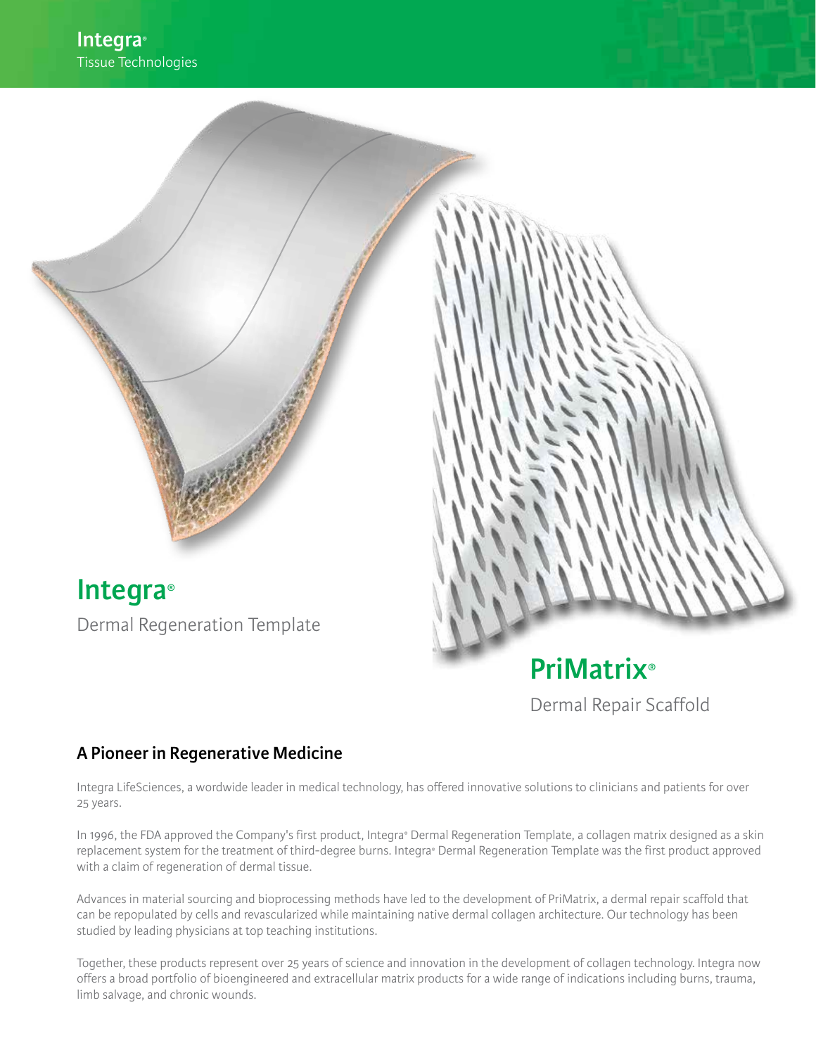Integra®
Tissue Technologies

# Integra®

Dermal Regeneration Template

# PriMatrix®

Dermal Repair Scaffold

## A Pioneer in Regenerative Medicine

Integra LifeSciences, a wordwide leader in medical technology, has offered innovative solutions to clinicians and patients for over 25 years.

In 1996, the FDA approved the Company's first product, Integra® Dermal Regeneration Template, a collagen matrix designed as a skin replacement system for the treatment of third-degree burns. Integra® Dermal Regeneration Template was the first product approved with a claim of regeneration of dermal tissue.

Advances in material sourcing and bioprocessing methods have led to the development of PriMatrix, a dermal repair scaffold that can be repopulated by cells and revascularized while maintaining native dermal collagen architecture. Our technology has been studied by leading physicians at top teaching institutions.

Together, these products represent over 25 years of science and innovation in the development of collagen technology. Integra now offers a broad portfolio of bioengineered and extracellular matrix products for a wide range of indications including burns, trauma, limb salvage, and chronic wounds.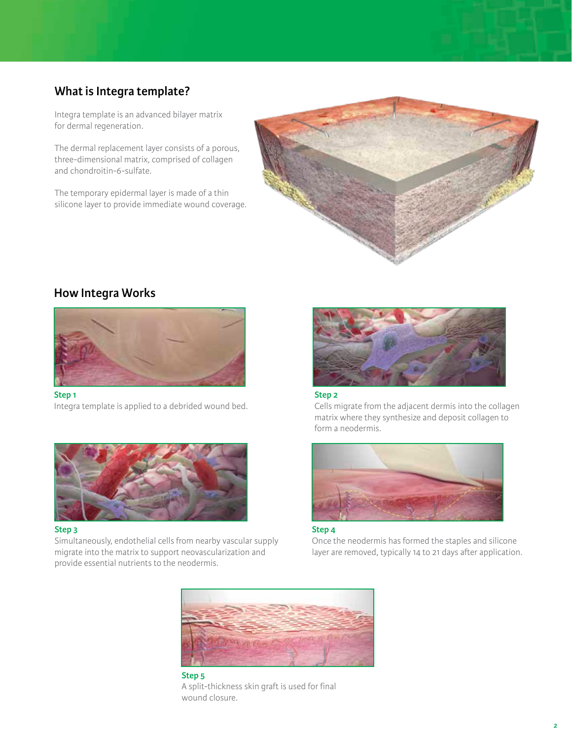## What is Integra template?

Integra template is an advanced bilayer matrix for dermal regeneration.

The dermal replacement layer consists of a porous, three-dimensional matrix, comprised of collagen and chondroitin-6-sulfate.

The temporary epidermal layer is made of a thin silicone layer to provide immediate wound coverage.

## How Integra Works

**Step 1**
Integra template is applied to a debrided wound bed.

**Step 2**
Cells migrate from the adjacent dermis into the collagen matrix where they synthesize and deposit collagen to form a neodermis.

**Step 3**
Simultaneously, endothelial cells from nearby vascular supply migrate into the matrix to support neovascularization and provide essential nutrients to the neodermis.

**Step 4**
Once the neodermis has formed the staples and silicone layer are removed, typically 14 to 21 days after application.

**Step 5**
A split-thickness skin graft is used for final wound closure.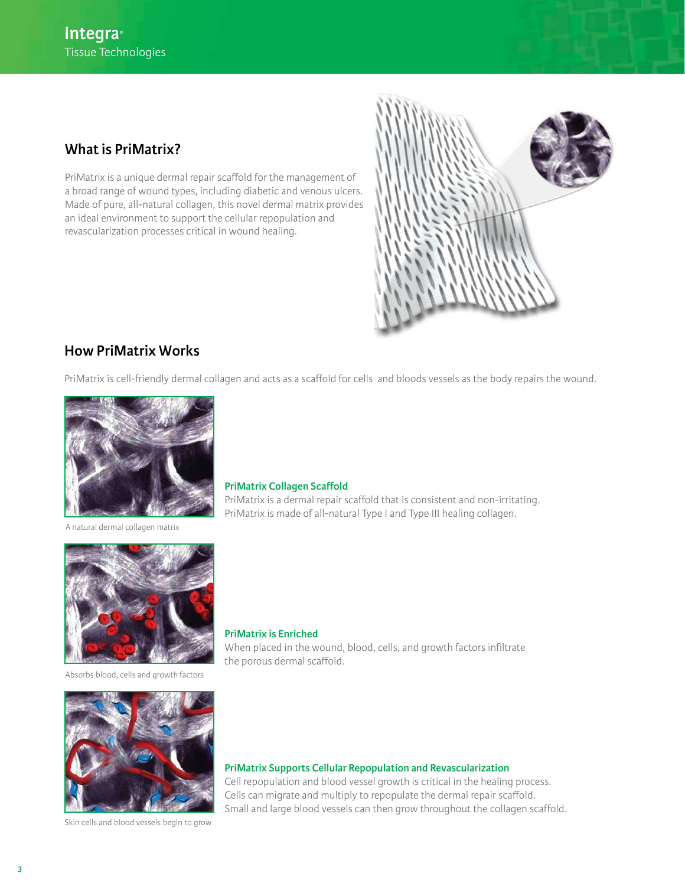## What is PriMatrix?

PriMatrix is a unique dermal repair scaffold for the management of a broad range of wound types, including diabetic and venous ulcers. Made of pure, all-natural collagen, this novel dermal matrix provides an ideal environment to support the cellular repopulation and revascularization processes critical in wound healing.

## How PriMatrix Works

PriMatrix is cell-friendly dermal collagen and acts as a scaffold for cells and bloods vessels as the body repairs the wound.

A natural dermal collagen matrix

### PriMatrix Collagen Scaffold

PriMatrix is a dermal repair scaffold that is consistent and non-irritating. PriMatrix is made of all-natural Type I and Type III healing collagen.

Absorbs blood, cells and growth factors

### PriMatrix is Enriched

When placed in the wound, blood, cells, and growth factors infiltrate the porous dermal scaffold.

Skin cells and blood vessels begin to grow

### PriMatrix Supports Cellular Repopulation and Revascularization

Cell repopulation and blood vessel growth is critical in the healing process. Cells can migrate and multiply to repopulate the dermal repair scaffold. Small and large blood vessels can then grow throughout the collagen scaffold.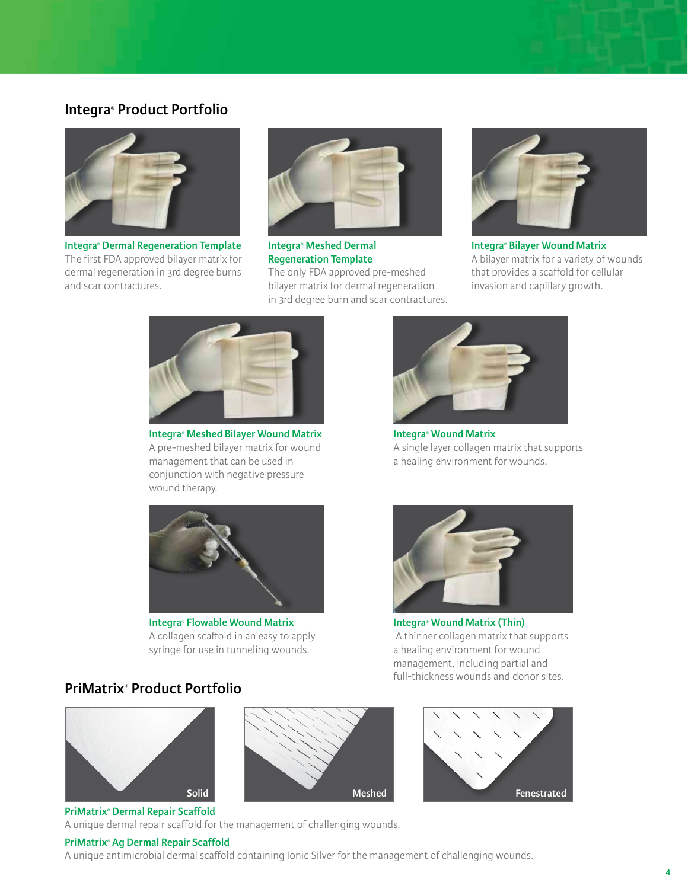## Integra® Product Portfolio

**Integra® Dermal Regeneration Template**
The first FDA approved bilayer matrix for dermal regeneration in 3rd degree burns and scar contractures.

**Integra® Meshed Dermal Regeneration Template**
The only FDA approved pre-meshed bilayer matrix for dermal regeneration in 3rd degree burn and scar contractures.

**Integra® Bilayer Wound Matrix**
A bilayer matrix for a variety of wounds that provides a scaffold for cellular invasion and capillary growth.

**Integra® Meshed Bilayer Wound Matrix**
A pre-meshed bilayer matrix for wound management that can be used in conjunction with negative pressure wound therapy.

**Integra® Wound Matrix**
A single layer collagen matrix that supports a healing environment for wounds.

**Integra® Flowable Wound Matrix**
A collagen scaffold in an easy to apply syringe for use in tunneling wounds.

**Integra® Wound Matrix (Thin)**
A thinner collagen matrix that supports a healing environment for wound management, including partial and full-thickness wounds and donor sites.

## PriMatrix® Product Portfolio

Solid

Meshed

Fenestrated

**PriMatrix® Dermal Repair Scaffold**
A unique dermal repair scaffold for the management of challenging wounds.

**PriMatrix® Ag Dermal Repair Scaffold**
A unique antimicrobial dermal scaffold containing Ionic Silver for the management of challenging wounds.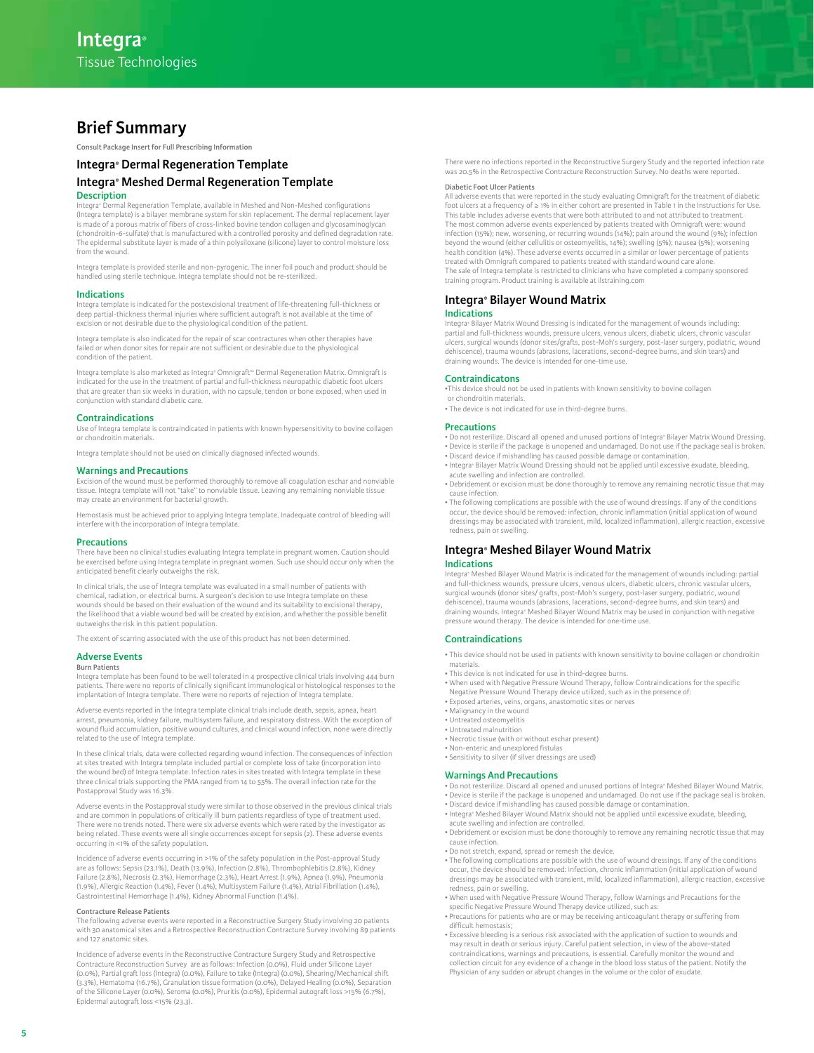# Integra® Tissue Technologies

## Brief Summary

Consult Package Insert for Full Prescribing Information

## Integra® Dermal Regeneration Template

## Integra® Meshed Dermal Regeneration Template

### Description

Integra® Dermal Regeneration Template, available in Meshed and Non-Meshed configurations (Integra template) is a bilayer membrane system for skin replacement. The dermal replacement layer is made of a porous matrix of fibers of cross-linked bovine tendon collagen and glycosaminoglycan (chondroitin-6-sulfate) that is manufactured with a controlled porosity and defined degradation rate. The epidermal substitute layer is made of a thin polysiloxane (silicone) layer to control moisture loss from the wound.

Integra template is provided sterile and non-pyrogenic. The inner foil pouch and product should be handled using sterile technique. Integra template should not be re-sterilized.

### Indications

Integra template is indicated for the postexcisional treatment of life-threatening full-thickness or deep partial-thickness thermal injuries where sufficient autograft is not available at the time of excision or not desirable due to the physiological condition of the patient.

Integra template is also indicated for the repair of scar contractures when other therapies have failed or when donor sites for repair are not sufficient or desirable due to the physiological condition of the patient.

Integra template is also marketed as Integra® Omnigraft™ Dermal Regeneration Matrix. Omnigraft is indicated for the use in the treatment of partial and full-thickness neuropathic diabetic foot ulcers that are greater than six weeks in duration, with no capsule, tendon or bone exposed, when used in conjunction with standard diabetic care.

### Contraindications

Use of Integra template is contraindicated in patients with known hypersensitivity to bovine collagen or chondroitin materials.

Integra template should not be used on clinically diagnosed infected wounds.

### Warnings and Precautions

Excision of the wound must be performed thoroughly to remove all coagulation eschar and nonviable tissue. Integra template will not "take" to nonviable tissue. Leaving any remaining nonviable tissue may create an environment for bacterial growth.

Hemostasis must be achieved prior to applying Integra template. Inadequate control of bleeding will interfere with the incorporation of Integra template.

### Precautions

There have been no clinical studies evaluating Integra template in pregnant women. Caution should be exercised before using Integra template in pregnant women. Such use should occur only when the anticipated benefit clearly outweighs the risk.

In clinical trials, the use of Integra template was evaluated in a small number of patients with chemical, radiation, or electrical burns. A surgeon's decision to use Integra template on these wounds should be based on their evaluation of the wound and its suitability to excisional therapy, the likelihood that a viable wound bed will be created by excision, and whether the possible benefit outweighs the risk in this patient population.

The extent of scarring associated with the use of this product has not been determined.

### Adverse Events

**Burn Patients**

Integra template has been found to be well tolerated in 4 prospective clinical trials involving 444 burn patients. There were no reports of clinically significant immunological or histological responses to the implantation of Integra template. There were no reports of rejection of Integra template.

Adverse events reported in the Integra template clinical trials include death, sepsis, apnea, heart arrest, pneumonia, kidney failure, multisystem failure, and respiratory distress. With the exception of wound fluid accumulation, positive wound cultures, and clinical wound infection, none were directly related to the use of Integra template.

In these clinical trials, data were collected regarding wound infection. The consequences of infection at sites treated with Integra template included partial or complete loss of take (incorporation into the wound bed) of Integra template. Infection rates in sites treated with Integra template in these three clinical trials supporting the PMA ranged from 14 to 55%. The overall infection rate for the Postapproval Study was 16.3%.

Adverse events in the Postapproval study were similar to those observed in the previous clinical trials and are common in populations of critically ill burn patients regardless of type of treatment used. There were no trends noted. There were six adverse events which were rated by the investigator as being related. These events were all single occurrences except for sepsis (2). These adverse events occurring in <1% of the safety population.

Incidence of adverse events occurring in >1% of the safety population in the Post-approval Study are as follows: Sepsis (23.1%), Death (13.9%), Infection (2.8%), Thrombophlebitis (2.8%), Kidney Failure (2.8%), Necrosis (2.3%), Hemorrhage (2.3%), Heart Arrest (1.9%), Apnea (1.9%), Pneumonia (1.9%), Allergic Reaction (1.4%), Fever (1.4%), Multisystem Failure (1.4%), Atrial Fibrillation (1.4%), Gastrointestinal Hemorrhage (1.4%), Kidney Abnormal Function (1.4%).

**Contracture Release Patients**

The following adverse events were reported in a Reconstructive Surgery Study involving 20 patients with 30 anatomical sites and a Retrospective Reconstruction Contracture Survey involving 89 patients and 127 anatomic sites.

Incidence of adverse events in the Reconstructive Contracture Surgery Study and Retrospective Contracture Reconstruction Survey are as follows: Infection (0.0%), Fluid under Silicone Layer (0.0%), Partial graft loss (Integra) (0.0%), Failure to take (Integra) (0.0%), Shearing/Mechanical shift (3.3%), Hematoma (16.7%), Granulation tissue formation (0.0%), Delayed Healing (0.0%), Separation of the Silicone Layer (0.0%), Seroma (0.0%), Pruritis (0.0%), Epidermal autograft loss >15% (6.7%), Epidermal autograft loss <15% (23.3).

There were no infections reported in the Reconstructive Surgery Study and the reported infection rate was 20.5% in the Retrospective Contracture Reconstruction Survey. No deaths were reported.

**Diabetic Foot Ulcer Patients**

All adverse events that were reported in the study evaluating Omnigraft for the treatment of diabetic foot ulcers at a frequency of ≥ 1% in either cohort are presented in Table 1 in the Instructions for Use. This table includes adverse events that were both attributed to and not attributed to treatment. The most common adverse events experienced by patients treated with Omnigraft were: wound infection (15%); new, worsening, or recurring wounds (14%); pain around the wound (9%); infection beyond the wound (either cellulitis or osteomyelitis, 14%); swelling (5%); nausea (5%); worsening health condition (4%). These adverse events occurred in a similar or lower percentage of patients treated with Omnigraft compared to patients treated with standard wound care alone.
The sale of Integra template is restricted to clinicians who have completed a company sponsored training program. Product training is available at ilstraining.com

## Integra® Bilayer Wound Matrix

### Indications

Integra® Bilayer Matrix Wound Dressing is indicated for the management of wounds including: partial and full-thickness wounds, pressure ulcers, venous ulcers, diabetic ulcers, chronic vascular ulcers, surgical wounds (donor sites/grafts, post-Moh's surgery, post-laser surgery, podiatric, wound dehiscence), trauma wounds (abrasions, lacerations, second-degree burns, and skin tears) and draining wounds. The device is intended for one-time use.

### Contraindicatons

- This device should not be used in patients with known sensitivity to bovine collagen or chondroitin materials.
- The device is not indicated for use in third-degree burns.

### Precautions

- Do not resterilize. Discard all opened and unused portions of Integra® Bilayer Matrix Wound Dressing.
- Device is sterile if the package is unopened and undamaged. Do not use if the package seal is broken.
- Discard device if mishandling has caused possible damage or contamination.
- Integra® Bilayer Matrix Wound Dressing should not be applied until excessive exudate, bleeding, acute swelling and infection are controlled.
- Debridement or excision must be done thoroughly to remove any remaining necrotic tissue that may cause infection.
- The following complications are possible with the use of wound dressings. If any of the conditions occur, the device should be removed: infection, chronic inflammation (initial application of wound dressings may be associated with transient, mild, localized inflammation), allergic reaction, excessive redness, pain or swelling.

## Integra® Meshed Bilayer Wound Matrix

### Indications

Integra® Meshed Bilayer Wound Matrix is indicated for the management of wounds including: partial and full-thickness wounds, pressure ulcers, venous ulcers, diabetic ulcers, chronic vascular ulcers, surgical wounds (donor sites/ grafts, post-Moh's surgery, post-laser surgery, podiatric, wound dehiscence), trauma wounds (abrasions, lacerations, second-degree burns, and skin tears) and draining wounds. Integra® Meshed Bilayer Wound Matrix may be used in conjunction with negative pressure wound therapy. The device is intended for one-time use.

### Contraindications

- This device should not be used in patients with known sensitivity to bovine collagen or chondroitin materials.
- This device is not indicated for use in third-degree burns.
- When used with Negative Pressure Wound Therapy, follow Contraindications for the specific Negative Pressure Wound Therapy device utilized, such as in the presence of:
- Exposed arteries, veins, organs, anastomotic sites or nerves
- Malignancy in the wound
- Untreated osteomyelitis
- Untreated malnutrition
- Necrotic tissue (with or without eschar present)
- Non-enteric and unexplored fistulas
- Sensitivity to silver (if silver dressings are used)

### Warnings And Precautions

- Do not resterilize. Discard all opened and unused portions of Integra® Meshed Bilayer Wound Matrix.
- Device is sterile if the package is unopened and undamaged. Do not use if the package seal is broken.
- Discard device if mishandling has caused possible damage or contamination.
- Integra® Meshed Bilayer Wound Matrix should not be applied until excessive exudate, bleeding, acute swelling and infection are controlled.
- Debridement or excision must be done thoroughly to remove any remaining necrotic tissue that may cause infection.
- Do not stretch, expand, spread or remesh the device.
- The following complications are possible with the use of wound dressings. If any of the conditions occur, the device should be removed: infection, chronic inflammation (initial application of wound dressings may be associated with transient, mild, localized inflammation), allergic reaction, excessive redness, pain or swelling.
- When used with Negative Pressure Wound Therapy, follow Warnings and Precautions for the specific Negative Pressure Wound Therapy device utilized, such as:
- Precautions for patients who are or may be receiving anticoagulant therapy or suffering from difficult hemostasis;
- Excessive bleeding is a serious risk associated with the application of suction to wounds and may result in death or serious injury. Careful patient selection, in view of the above-stated contraindications, warnings and precautions, is essential. Carefully monitor the wound and collection circuit for any evidence of a change in the blood loss status of the patient. Notify the Physician of any sudden or abrupt changes in the volume or the color of exudate.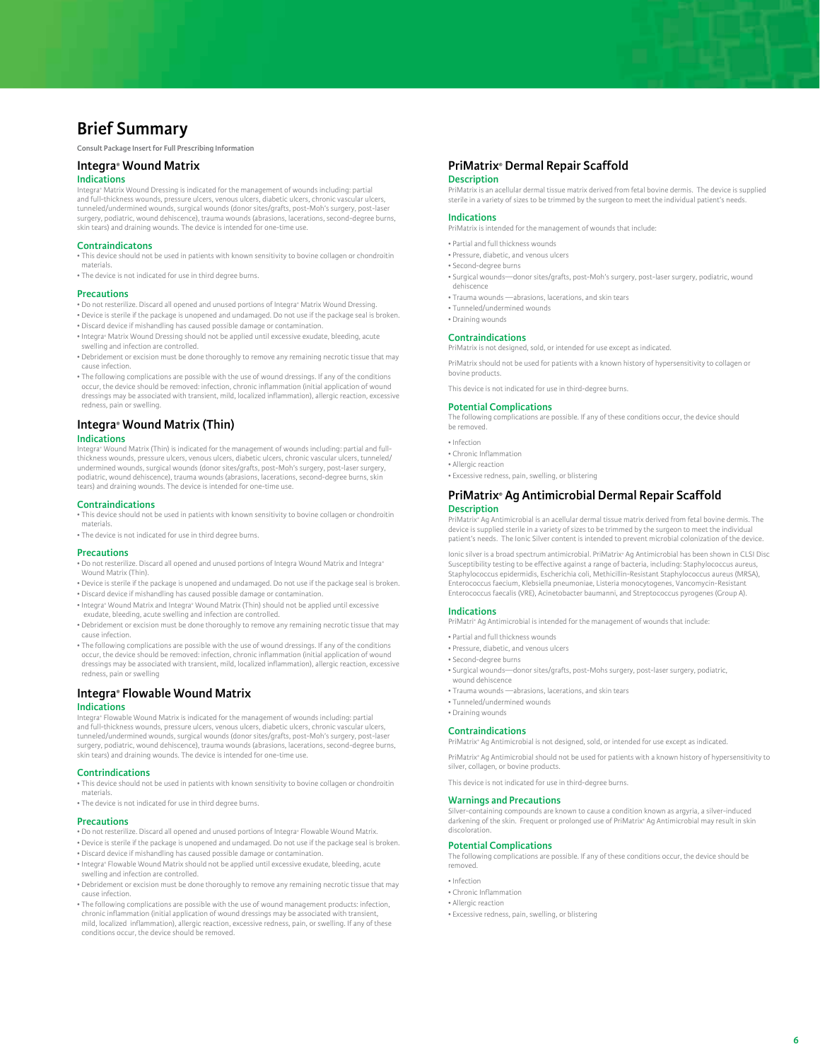# Brief Summary

**Consult Package Insert for Full Prescribing Information**

## Integra® Wound Matrix

### Indications

Integra® Matrix Wound Dressing is indicated for the management of wounds including: partial and full-thickness wounds, pressure ulcers, venous ulcers, diabetic ulcers, chronic vascular ulcers, tunneled/undermined wounds, surgical wounds (donor sites/grafts, post-Moh's surgery, post-laser surgery, podiatric, wound dehiscence), trauma wounds (abrasions, lacerations, second-degree burns, skin tears) and draining wounds. The device is intended for one-time use.

### Contraindicatons

- This device should not be used in patients with known sensitivity to bovine collagen or chondroitin materials.
- The device is not indicated for use in third degree burns.

### Precautions

- Do not resterilize. Discard all opened and unused portions of Integra® Matrix Wound Dressing.
- Device is sterile if the package is unopened and undamaged. Do not use if the package seal is broken.
- Discard device if mishandling has caused possible damage or contamination.
- Integra® Matrix Wound Dressing should not be applied until excessive exudate, bleeding, acute swelling and infection are controlled.
- Debridement or excision must be done thoroughly to remove any remaining necrotic tissue that may cause infection.
- The following complications are possible with the use of wound dressings. If any of the conditions occur, the device should be removed: infection, chronic inflammation (initial application of wound dressings may be associated with transient, mild, localized inflammation), allergic reaction, excessive redness, pain or swelling.

## Integra® Wound Matrix (Thin)

### Indications

Integra® Wound Matrix (Thin) is indicated for the management of wounds including: partial and full-thickness wounds, pressure ulcers, venous ulcers, diabetic ulcers, chronic vascular ulcers, tunneled/undermined wounds, surgical wounds (donor sites/grafts, post-Moh's surgery, post-laser surgery, podiatric, wound dehiscence), trauma wounds (abrasions, lacerations, second-degree burns, skin tears) and draining wounds. The device is intended for one-time use.

### Contraindications

- This device should not be used in patients with known sensitivity to bovine collagen or chondroitin materials.
- The device is not indicated for use in third degree burns.

### Precautions

- Do not resterilize. Discard all opened and unused portions of Integra Wound Matrix and Integra® Wound Matrix (Thin).
- Device is sterile if the package is unopened and undamaged. Do not use if the package seal is broken.
- Discard device if mishandling has caused possible damage or contamination.
- Integra® Wound Matrix and Integra® Wound Matrix (Thin) should not be applied until excessive exudate, bleeding, acute swelling and infection are controlled.
- Debridement or excision must be done thoroughly to remove any remaining necrotic tissue that may cause infection.
- The following complications are possible with the use of wound dressings. If any of the conditions occur, the device should be removed: infection, chronic inflammation (initial application of wound dressings may be associated with transient, mild, localized inflammation), allergic reaction, excessive redness, pain or swelling

## Integra® Flowable Wound Matrix

### Indications

Integra® Flowable Wound Matrix is indicated for the management of wounds including: partial and full-thickness wounds, pressure ulcers, venous ulcers, diabetic ulcers, chronic vascular ulcers, tunneled/undermined wounds, surgical wounds (donor sites/grafts, post-Moh's surgery, post-laser surgery, podiatric, wound dehiscence), trauma wounds (abrasions, lacerations, second-degree burns, skin tears) and draining wounds. The device is intended for one-time use.

### Contrindications

- This device should not be used in patients with known sensitivity to bovine collagen or chondroitin materials.
- The device is not indicated for use in third degree burns.

### Precautions

- Do not resterilize. Discard all opened and unused portions of Integra® Flowable Wound Matrix.
- Device is sterile if the package is unopened and undamaged. Do not use if the package seal is broken.
- Discard device if mishandling has caused possible damage or contamination.
- Integra® Flowable Wound Matrix should not be applied until excessive exudate, bleeding, acute swelling and infection are controlled.
- Debridement or excision must be done thoroughly to remove any remaining necrotic tissue that may cause infection.
- The following complications are possible with the use of wound management products: infection, chronic inflammation (initial application of wound dressings may be associated with transient, mild, localized inflammation), allergic reaction, excessive redness, pain, or swelling. If any of these conditions occur, the device should be removed.

## PriMatrix® Dermal Repair Scaffold

### Description

PriMatrix is an acellular dermal tissue matrix derived from fetal bovine dermis. The device is supplied sterile in a variety of sizes to be trimmed by the surgeon to meet the individual patient's needs.

### Indications

PriMatrix is intended for the management of wounds that include:

- Partial and full thickness wounds
- Pressure, diabetic, and venous ulcers
- Second-degree burns
- Surgical wounds—donor sites/grafts, post-Moh's surgery, post-laser surgery, podiatric, wound dehiscence
- Trauma wounds —abrasions, lacerations, and skin tears
- Tunneled/undermined wounds
- Draining wounds

### Contraindications

PriMatrix is not designed, sold, or intended for use except as indicated.

PriMatrix should not be used for patients with a known history of hypersensitivity to collagen or bovine products.

This device is not indicated for use in third-degree burns.

### Potential Complications

The following complications are possible. If any of these conditions occur, the device should be removed.

- Infection
- Chronic Inflammation
- Allergic reaction
- Excessive redness, pain, swelling, or blistering

## PriMatrix® Ag Antimicrobial Dermal Repair Scaffold

### Description

PriMatrix® Ag Antimicrobial is an acellular dermal tissue matrix derived from fetal bovine dermis. The device is supplied sterile in a variety of sizes to be trimmed by the surgeon to meet the individual patient's needs. The Ionic Silver content is intended to prevent microbial colonization of the device.

Ionic silver is a broad spectrum antimicrobial. PriMatrix® Ag Antimicrobial has been shown in CLSI Disc Susceptibility testing to be effective against a range of bacteria, including: Staphylococcus aureus, Staphylococcus epidermidis, Escherichia coli, Methicillin-Resistant Staphylococcus aureus (MRSA), Enterococcus faecium, Klebsiella pneumoniae, Listeria monocytogenes, Vancomycin-Resistant Enterococcus faecalis (VRE), Acinetobacter baumanni, and Streptococcus pyrogenes (Group A).

### Indications

PriMatri® Ag Antimicrobial is intended for the management of wounds that include:

- Partial and full thickness wounds
- Pressure, diabetic, and venous ulcers
- Second-degree burns
- Surgical wounds—donor sites/grafts, post-Mohs surgery, post-laser surgery, podiatric, wound dehiscence
- Trauma wounds —abrasions, lacerations, and skin tears
- Tunneled/undermined wounds
- Draining wounds

### Contraindications

PriMatrix® Ag Antimicrobial is not designed, sold, or intended for use except as indicated.

PriMatrix® Ag Antimicrobial should not be used for patients with a known history of hypersensitivity to silver, collagen, or bovine products.

This device is not indicated for use in third-degree burns.

### Warnings and Precautions

Silver-containing compounds are known to cause a condition known as argyria, a silver-induced darkening of the skin. Frequent or prolonged use of PriMatrix® Ag Antimicrobial may result in skin discoloration.

### Potential Complications

The following complications are possible. If any of these conditions occur, the device should be removed.

- Infection
- Chronic Inflammation
- Allergic reaction
- Excessive redness, pain, swelling, or blistering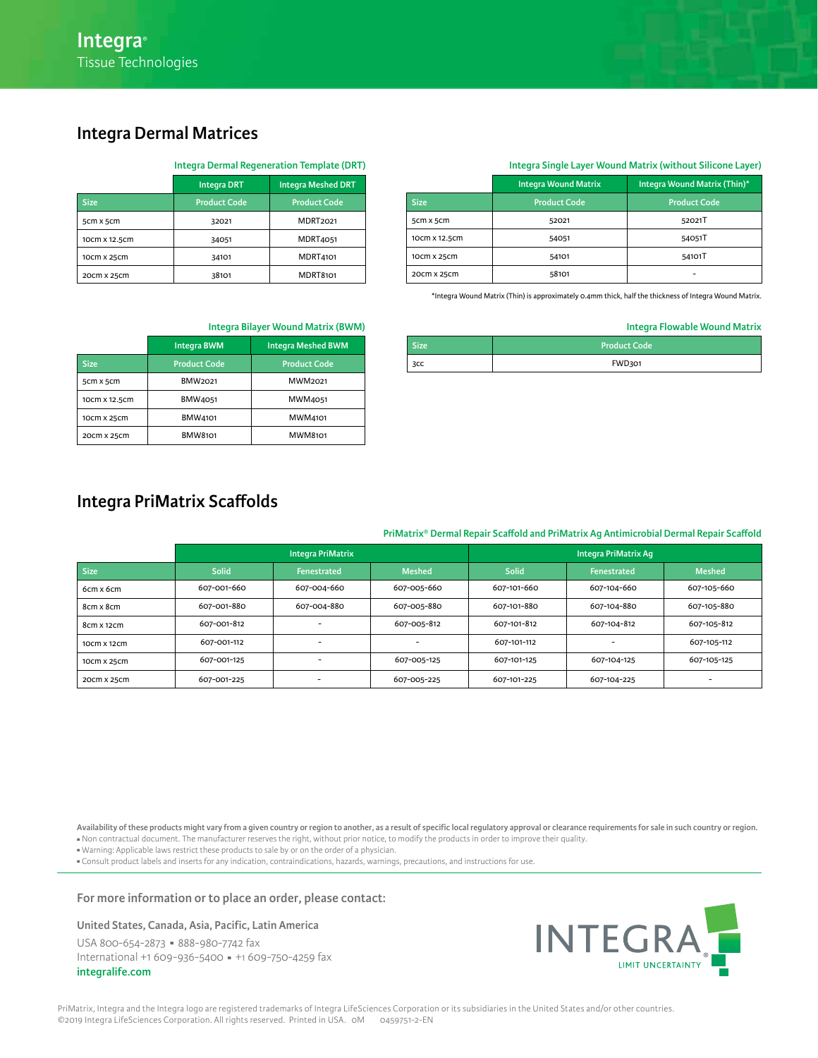Integra
Tissue Technologies

## Integra Dermal Matrices

### Integra Dermal Regeneration Template (DRT)

| | Integra DRT | Integra Meshed DRT |
|---|---|---|
| Size | Product Code | Product Code |
| 5cm x 5cm | 32021 | MDRT2021 |
| 10cm x 12.5cm | 34051 | MDRT4051 |
| 10cm x 25cm | 34101 | MDRT4101 |
| 20cm x 25cm | 38101 | MDRT8101 |

### Integra Single Layer Wound Matrix (without Silicone Layer)

| | Integra Wound Matrix | Integra Wound Matrix (Thin)* |
|---|---|---|
| Size | Product Code | Product Code |
| 5cm x 5cm | 52021 | 52021T |
| 10cm x 12.5cm | 54051 | 54051T |
| 10cm x 25cm | 54101 | 54101T |
| 20cm x 25cm | 58101 | - |

*Integra Wound Matrix (Thin) is approximately 0.4mm thick, half the thickness of Integra Wound Matrix.

### Integra Bilayer Wound Matrix (BWM)

| | Integra BWM | Integra Meshed BWM |
|---|---|---|
| Size | Product Code | Product Code |
| 5cm x 5cm | BMW2021 | MWM2021 |
| 10cm x 12.5cm | BMW4051 | MWM4051 |
| 10cm x 25cm | BMW4101 | MWM4101 |
| 20cm x 25cm | BMW8101 | MWM8101 |

### Integra Flowable Wound Matrix

| Size | Product Code |
|---|---|
| 3cc | FWD301 |

## Integra PriMatrix Scaffolds

### PriMatrix® Dermal Repair Scaffold and PriMatrix Ag Antimicrobial Dermal Repair Scaffold

| | Integra PriMatrix | | | Integra PriMatrix Ag | | |
|---|---|---|---|---|---|---|
| Size | Solid | Fenestrated | Meshed | Solid | Fenestrated | Meshed |
| 6cm x 6cm | 607-001-660 | 607-004-660 | 607-005-660 | 607-101-660 | 607-104-660 | 607-105-660 |
| 8cm x 8cm | 607-001-880 | 607-004-880 | 607-005-880 | 607-101-880 | 607-104-880 | 607-105-880 |
| 8cm x 12cm | 607-001-812 | - | 607-005-812 | 607-101-812 | 607-104-812 | 607-105-812 |
| 10cm x 12cm | 607-001-112 | - | - | 607-101-112 | - | 607-105-112 |
| 10cm x 25cm | 607-001-125 | - | 607-005-125 | 607-101-125 | 607-104-125 | 607-105-125 |
| 20cm x 25cm | 607-001-225 | - | 607-005-225 | 607-101-225 | 607-104-225 | - |

**Availability of these products might vary from a given country or region to another, as a result of specific local regulatory approval or clearance requirements for sale in such country or region.**

- Non contractual document. The manufacturer reserves the right, without prior notice, to modify the products in order to improve their quality.
- Warning: Applicable laws restrict these products to sale by or on the order of a physician.
- Consult product labels and inserts for any indication, contraindications, hazards, warnings, precautions, and instructions for use.

**For more information or to place an order, please contact:**

**United States, Canada, Asia, Pacific, Latin America**

USA 800-654-2873 ▪ 888-980-7742 fax
International +1 609-936-5400 ▪ +1 609-750-4259 fax
**integralife.com**

INTEGRA® LIMIT UNCERTAINTY

PriMatrix, Integra and the Integra logo are registered trademarks of Integra LifeSciences Corporation or its subsidiaries in the United States and/or other countries.
©2019 Integra LifeSciences Corporation. All rights reserved. Printed in USA. 0M 0459751-2-EN